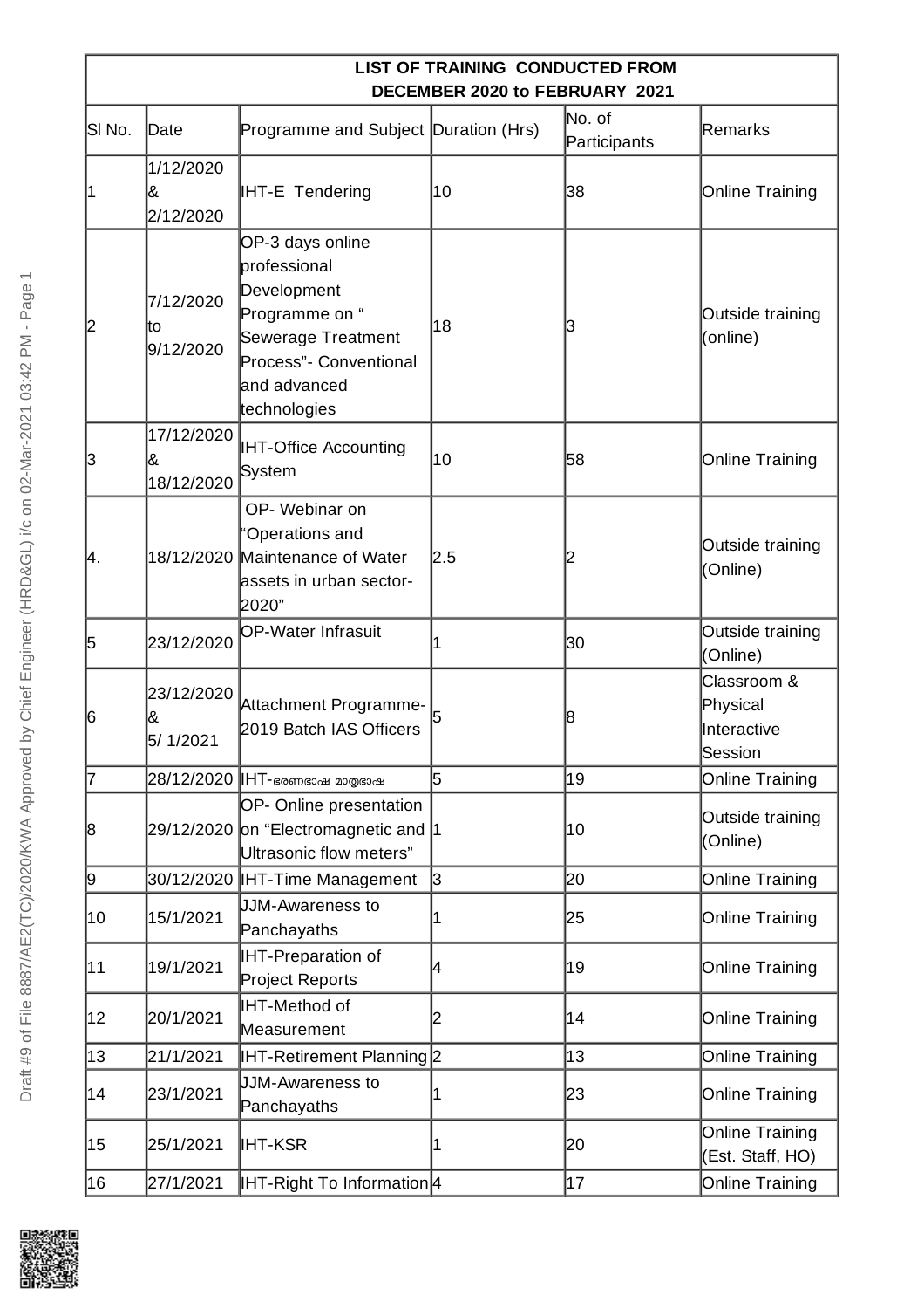| LIST OF TRAINING CONDUCTED FROM DECEMBER 2020 to FEBRUARY 2021 | | | | | |
|---|---|---|---|---|---|
| Sl No. | Date | Programme and Subject | Duration (Hrs) | No. of Participants | Remarks |
| 1 | 1/12/2020 & 2/12/2020 | IHT-E Tendering | 10 | 38 | Online Training |
| 2 | 7/12/2020 to 9/12/2020 | OP-3 days online professional Development Programme on " Sewerage Treatment Process"- Conventional and advanced technologies | 18 | 3 | Outside training (online) |
| 3 | 17/12/2020 & 18/12/2020 | IHT-Office Accounting System | 10 | 58 | Online Training |
| 4. | 18/12/2020 | OP- Webinar on "Operations and Maintenance of Water assets in urban sector-2020" | 2.5 | 2 | Outside training (Online) |
| 5 | 23/12/2020 | OP-Water Infrasuit | 1 | 30 | Outside training (Online) |
| 6 | 23/12/2020 & 5/ 1/2021 | Attachment Programme-2019 Batch IAS Officers | 5 | 8 | Classroom & Physical Interactive Session |
| 7 | 28/12/2020 | IHT-ഭരണഭാഷ മാതൃഭാഷ | 5 | 19 | Online Training |
| 8 | 29/12/2020 | OP- Online presentation on "Electromagnetic and Ultrasonic flow meters" | 1 | 10 | Outside training (Online) |
| 9 | 30/12/2020 | IHT-Time Management | 3 | 20 | Online Training |
| 10 | 15/1/2021 | JJM-Awareness to Panchayaths | 1 | 25 | Online Training |
| 11 | 19/1/2021 | IHT-Preparation of Project Reports | 4 | 19 | Online Training |
| 12 | 20/1/2021 | IHT-Method of Measurement | 2 | 14 | Online Training |
| 13 | 21/1/2021 | IHT-Retirement Planning | 2 | 13 | Online Training |
| 14 | 23/1/2021 | JJM-Awareness to Panchayaths | 1 | 23 | Online Training |
| 15 | 25/1/2021 | IHT-KSR | 1 | 20 | Online Training (Est. Staff, HO) |
| 16 | 27/1/2021 | IHT-Right To Information | 4 | 17 | Online Training |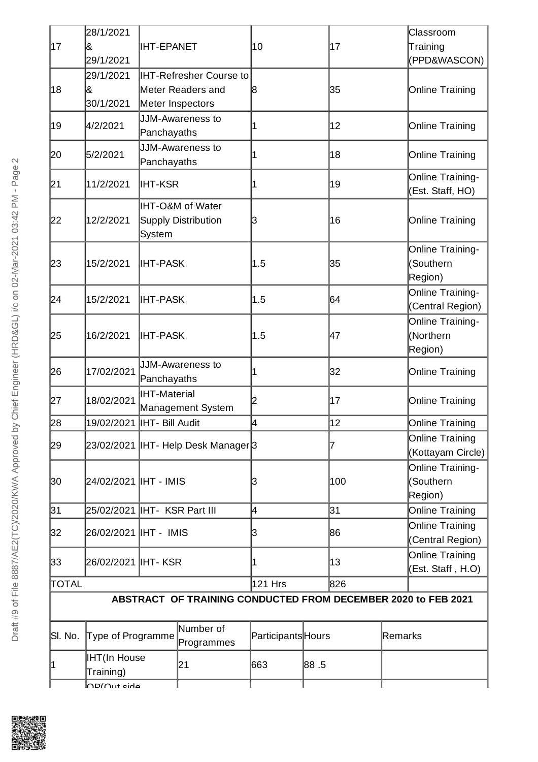| 17 | 28/1/2021 & 29/1/2021 | IHT-EPANET | 10 | 17 | Classroom Training (PPD&WASCON) |
|---|---|---|---|---|---|
| 18 | 29/1/2021 & 30/1/2021 | IHT-Refresher Course to Meter Readers and Meter Inspectors | 8 | 35 | Online Training |
| 19 | 4/2/2021 | JJM-Awareness to Panchayaths | 1 | 12 | Online Training |
| 20 | 5/2/2021 | JJM-Awareness to Panchayaths | 1 | 18 | Online Training |
| 21 | 11/2/2021 | IHT-KSR | 1 | 19 | Online Training-(Est. Staff, HO) |
| 22 | 12/2/2021 | IHT-O&M of Water Supply Distribution System | 3 | 16 | Online Training |
| 23 | 15/2/2021 | IHT-PASK | 1.5 | 35 | Online Training-(Southern Region) |
| 24 | 15/2/2021 | IHT-PASK | 1.5 | 64 | Online Training-(Central Region) |
| 25 | 16/2/2021 | IHT-PASK | 1.5 | 47 | Online Training-(Northern Region) |
| 26 | 17/02/2021 | JJM-Awareness to Panchayaths | 1 | 32 | Online Training |
| 27 | 18/02/2021 | IHT-Material Management System | 2 | 17 | Online Training |
| 28 | 19/02/2021 | IHT- Bill Audit | 4 | 12 | Online Training |
| 29 | 23/02/2021 | IHT- Help Desk Manager | 3 | 7 | Online Training (Kottayam Circle) |
| 30 | 24/02/2021 | IHT - IMIS | 3 | 100 | Online Training-(Southern Region) |
| 31 | 25/02/2021 | IHT- KSR Part III | 4 | 31 | Online Training |
| 32 | 26/02/2021 | IHT - IMIS | 3 | 86 | Online Training (Central Region) |
| 33 | 26/02/2021 | IHT- KSR | 1 | 13 | Online Training (Est. Staff , H.O) |
| TOTAL | | | 121 Hrs | 826 | |

**ABSTRACT OF TRAINING CONDUCTED FROM DECEMBER 2020 to FEB 2021**

| Sl. No. | Type of Programme | Number of Programmes | Participants | Hours | Remarks |
|---|---|---|---|---|---|
| 1 | IHT(In House Training) | 21 | 663 | 88 .5 | |
| | OP(Out side | | | | |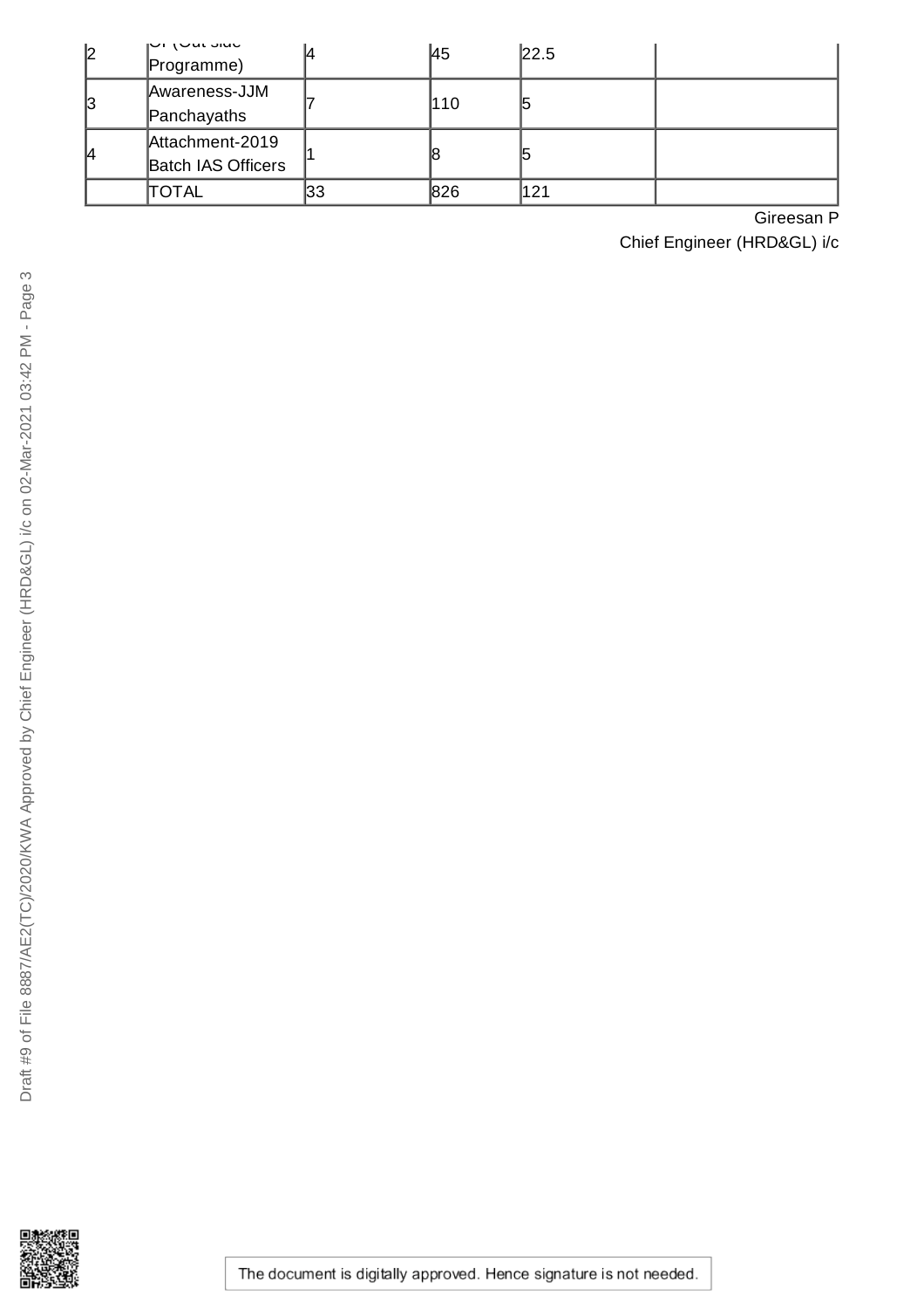| | | | | | |
|---|---|---|---|---|---|
| 2 | OP (Out side Programme) | 4 | 45 | 22.5 | |
| 3 | Awareness-JJM Panchayaths | 7 | 110 | 5 | |
| 4 | Attachment-2019 Batch IAS Officers | 1 | 8 | 5 | |
| | TOTAL | 33 | 826 | 121 | |

Gireesan P

Chief Engineer (HRD&GL) i/c

Draft #9 of File 8887/AE2(TC)/2020/KWA Approved by Chief Engineer (HRD&GL) i/c on 02-Mar-2021 03:42 PM - Page 3

The document is digitally approved. Hence signature is not needed.